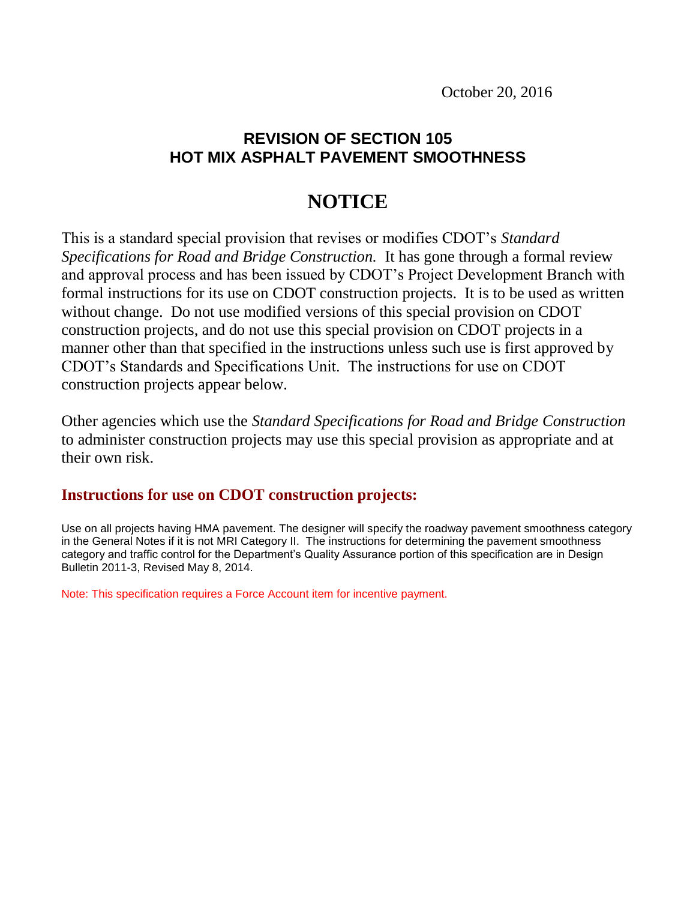October 20, 2016

## REVISION OF SECTION 105
## HOT MIX ASPHALT PAVEMENT SMOOTHNESS

# NOTICE

This is a standard special provision that revises or modifies CDOT's *Standard Specifications for Road and Bridge Construction.* It has gone through a formal review and approval process and has been issued by CDOT's Project Development Branch with formal instructions for its use on CDOT construction projects. It is to be used as written without change. Do not use modified versions of this special provision on CDOT construction projects, and do not use this special provision on CDOT projects in a manner other than that specified in the instructions unless such use is first approved by CDOT's Standards and Specifications Unit. The instructions for use on CDOT construction projects appear below.

Other agencies which use the *Standard Specifications for Road and Bridge Construction* to administer construction projects may use this special provision as appropriate and at their own risk.

### Instructions for use on CDOT construction projects:

Use on all projects having HMA pavement. The designer will specify the roadway pavement smoothness category in the General Notes if it is not MRI Category II. The instructions for determining the pavement smoothness category and traffic control for the Department's Quality Assurance portion of this specification are in Design Bulletin 2011-3, Revised May 8, 2014.

Note: This specification requires a Force Account item for incentive payment.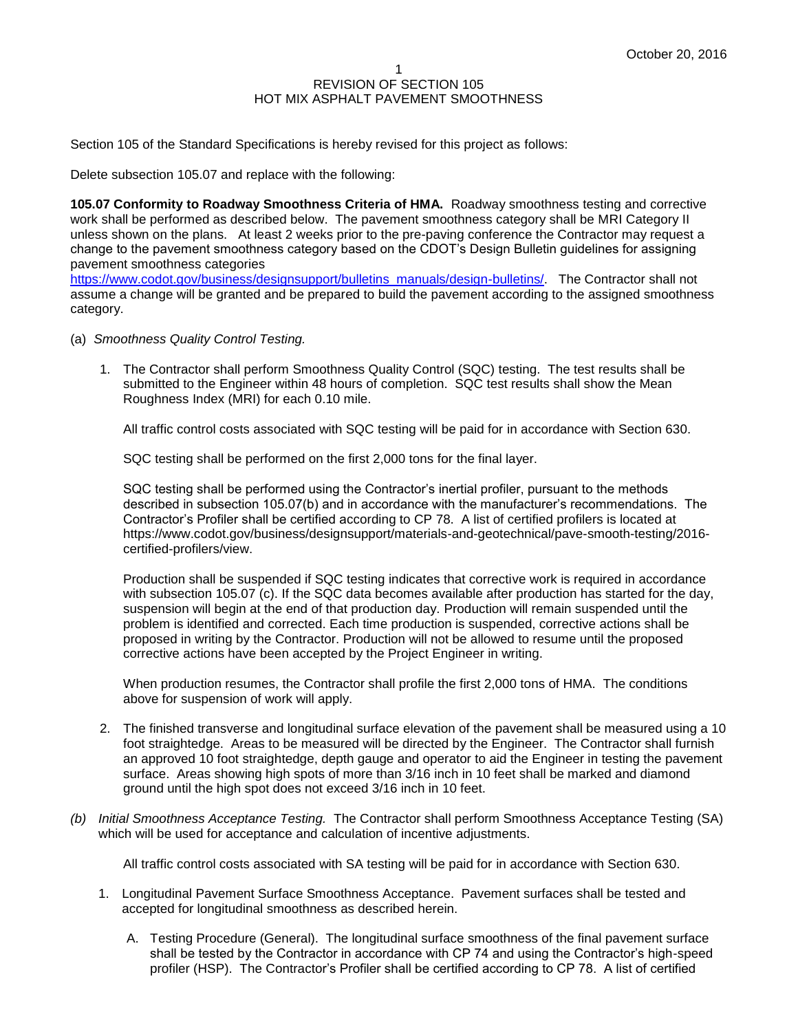October 20, 2016

REVISION OF SECTION 105
HOT MIX ASPHALT PAVEMENT SMOOTHNESS

Section 105 of the Standard Specifications is hereby revised for this project as follows:

Delete subsection 105.07 and replace with the following:

**105.07 Conformity to Roadway Smoothness Criteria of HMA.** Roadway smoothness testing and corrective work shall be performed as described below. The pavement smoothness category shall be MRI Category II unless shown on the plans. At least 2 weeks prior to the pre-paving conference the Contractor may request a change to the pavement smoothness category based on the CDOT's Design Bulletin guidelines for assigning pavement smoothness categories https://www.codot.gov/business/designsupport/bulletins_manuals/design-bulletins/. The Contractor shall not assume a change will be granted and be prepared to build the pavement according to the assigned smoothness category.

(a) *Smoothness Quality Control Testing.*

1. The Contractor shall perform Smoothness Quality Control (SQC) testing. The test results shall be submitted to the Engineer within 48 hours of completion. SQC test results shall show the Mean Roughness Index (MRI) for each 0.10 mile.

   All traffic control costs associated with SQC testing will be paid for in accordance with Section 630.

   SQC testing shall be performed on the first 2,000 tons for the final layer.

   SQC testing shall be performed using the Contractor's inertial profiler, pursuant to the methods described in subsection 105.07(b) and in accordance with the manufacturer's recommendations. The Contractor's Profiler shall be certified according to CP 78. A list of certified profilers is located at https://www.codot.gov/business/designsupport/materials-and-geotechnical/pave-smooth-testing/2016-certified-profilers/view.

   Production shall be suspended if SQC testing indicates that corrective work is required in accordance with subsection 105.07 (c). If the SQC data becomes available after production has started for the day, suspension will begin at the end of that production day. Production will remain suspended until the problem is identified and corrected. Each time production is suspended, corrective actions shall be proposed in writing by the Contractor. Production will not be allowed to resume until the proposed corrective actions have been accepted by the Project Engineer in writing.

   When production resumes, the Contractor shall profile the first 2,000 tons of HMA. The conditions above for suspension of work will apply.

2. The finished transverse and longitudinal surface elevation of the pavement shall be measured using a 10 foot straightedge. Areas to be measured will be directed by the Engineer. The Contractor shall furnish an approved 10 foot straightedge, depth gauge and operator to aid the Engineer in testing the pavement surface. Areas showing high spots of more than 3/16 inch in 10 feet shall be marked and diamond ground until the high spot does not exceed 3/16 inch in 10 feet.

*(b) Initial Smoothness Acceptance Testing.* The Contractor shall perform Smoothness Acceptance Testing (SA) which will be used for acceptance and calculation of incentive adjustments.

   All traffic control costs associated with SA testing will be paid for in accordance with Section 630.

1. Longitudinal Pavement Surface Smoothness Acceptance. Pavement surfaces shall be tested and accepted for longitudinal smoothness as described herein.

   A. Testing Procedure (General). The longitudinal surface smoothness of the final pavement surface shall be tested by the Contractor in accordance with CP 74 and using the Contractor's high-speed profiler (HSP). The Contractor's Profiler shall be certified according to CP 78. A list of certified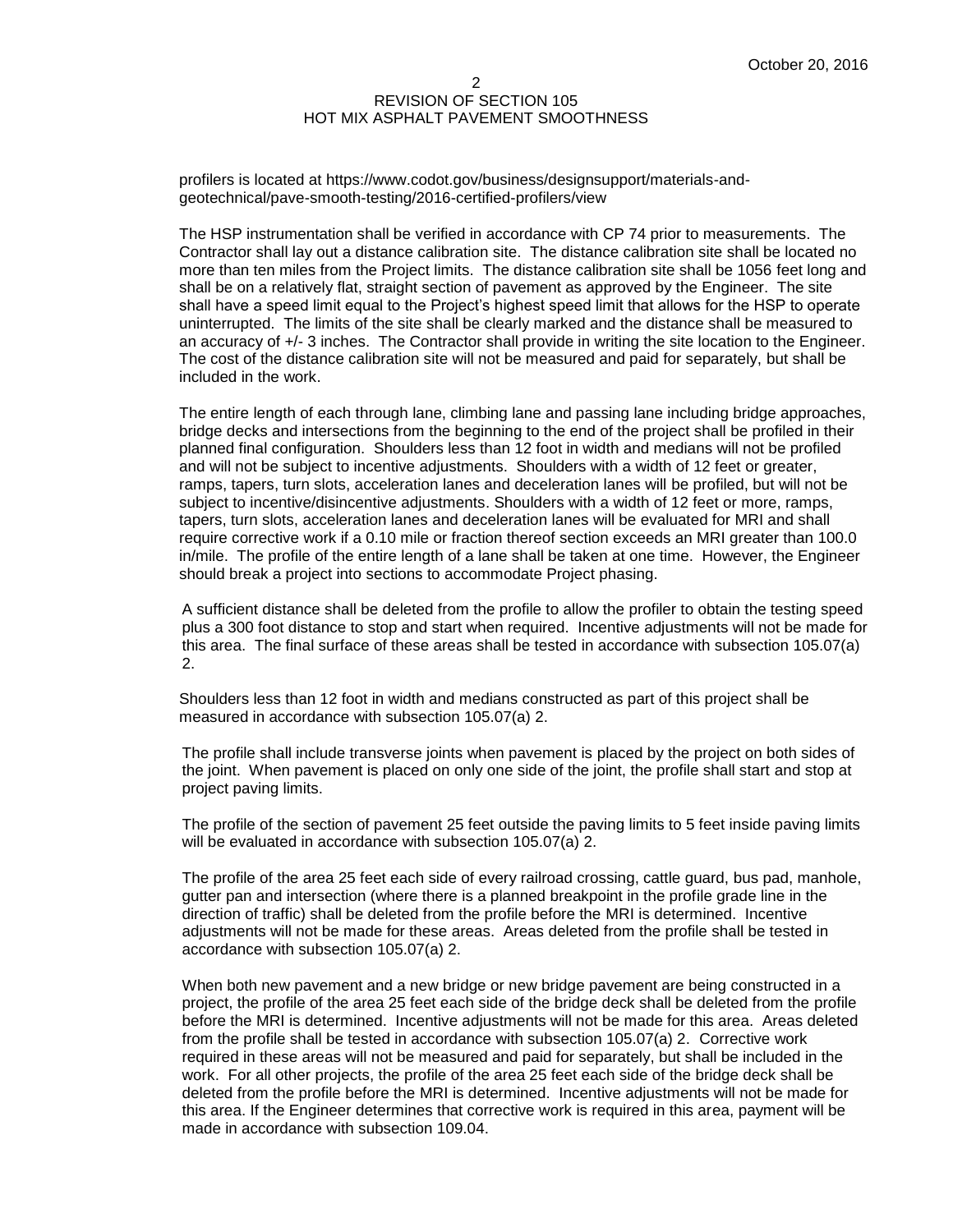profilers is located at https://www.codot.gov/business/designsupport/materials-and-geotechnical/pave-smooth-testing/2016-certified-profilers/view

The HSP instrumentation shall be verified in accordance with CP 74 prior to measurements. The Contractor shall lay out a distance calibration site. The distance calibration site shall be located no more than ten miles from the Project limits. The distance calibration site shall be 1056 feet long and shall be on a relatively flat, straight section of pavement as approved by the Engineer. The site shall have a speed limit equal to the Project's highest speed limit that allows for the HSP to operate uninterrupted. The limits of the site shall be clearly marked and the distance shall be measured to an accuracy of +/- 3 inches. The Contractor shall provide in writing the site location to the Engineer. The cost of the distance calibration site will not be measured and paid for separately, but shall be included in the work.

The entire length of each through lane, climbing lane and passing lane including bridge approaches, bridge decks and intersections from the beginning to the end of the project shall be profiled in their planned final configuration. Shoulders less than 12 foot in width and medians will not be profiled and will not be subject to incentive adjustments. Shoulders with a width of 12 feet or greater, ramps, tapers, turn slots, acceleration lanes and deceleration lanes will be profiled, but will not be subject to incentive/disincentive adjustments. Shoulders with a width of 12 feet or more, ramps, tapers, turn slots, acceleration lanes and deceleration lanes will be evaluated for MRI and shall require corrective work if a 0.10 mile or fraction thereof section exceeds an MRI greater than 100.0 in/mile. The profile of the entire length of a lane shall be taken at one time. However, the Engineer should break a project into sections to accommodate Project phasing.

A sufficient distance shall be deleted from the profile to allow the profiler to obtain the testing speed plus a 300 foot distance to stop and start when required. Incentive adjustments will not be made for this area. The final surface of these areas shall be tested in accordance with subsection 105.07(a) 2.

Shoulders less than 12 foot in width and medians constructed as part of this project shall be measured in accordance with subsection 105.07(a) 2.

The profile shall include transverse joints when pavement is placed by the project on both sides of the joint. When pavement is placed on only one side of the joint, the profile shall start and stop at project paving limits.

The profile of the section of pavement 25 feet outside the paving limits to 5 feet inside paving limits will be evaluated in accordance with subsection 105.07(a) 2.

The profile of the area 25 feet each side of every railroad crossing, cattle guard, bus pad, manhole, gutter pan and intersection (where there is a planned breakpoint in the profile grade line in the direction of traffic) shall be deleted from the profile before the MRI is determined. Incentive adjustments will not be made for these areas. Areas deleted from the profile shall be tested in accordance with subsection 105.07(a) 2.

When both new pavement and a new bridge or new bridge pavement are being constructed in a project, the profile of the area 25 feet each side of the bridge deck shall be deleted from the profile before the MRI is determined. Incentive adjustments will not be made for this area. Areas deleted from the profile shall be tested in accordance with subsection 105.07(a) 2. Corrective work required in these areas will not be measured and paid for separately, but shall be included in the work. For all other projects, the profile of the area 25 feet each side of the bridge deck shall be deleted from the profile before the MRI is determined. Incentive adjustments will not be made for this area. If the Engineer determines that corrective work is required in this area, payment will be made in accordance with subsection 109.04.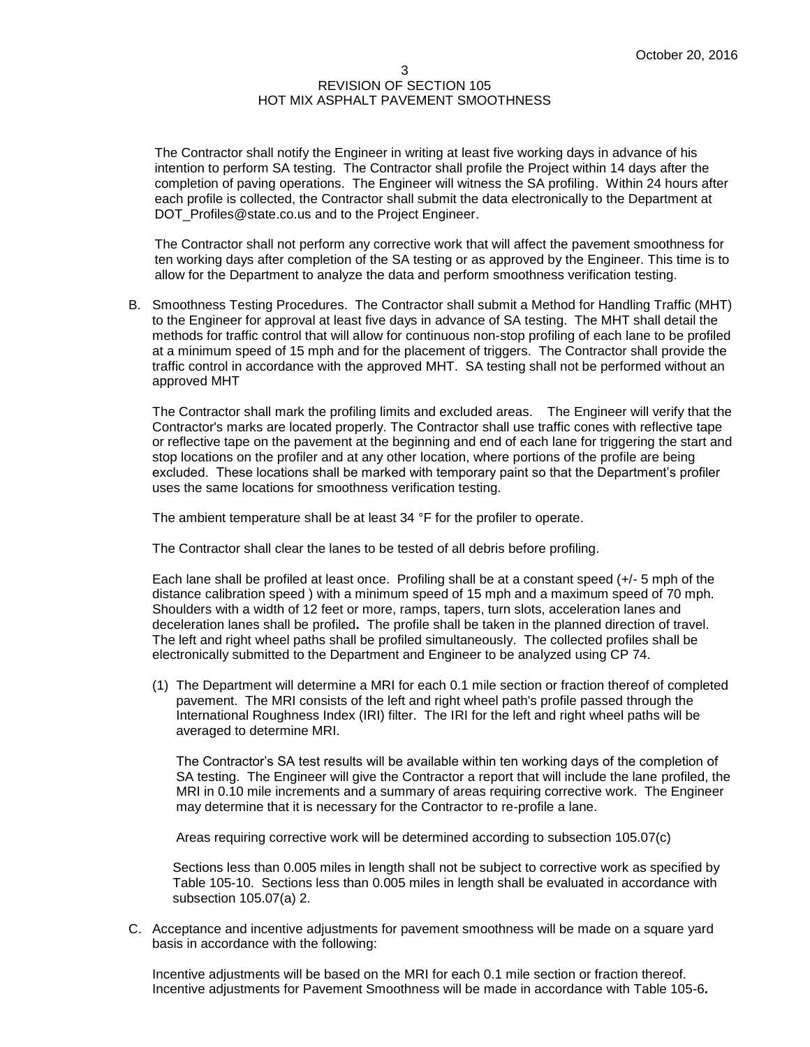The Contractor shall notify the Engineer in writing at least five working days in advance of his intention to perform SA testing. The Contractor shall profile the Project within 14 days after the completion of paving operations. The Engineer will witness the SA profiling. Within 24 hours after each profile is collected, the Contractor shall submit the data electronically to the Department at DOT_Profiles@state.co.us and to the Project Engineer.

The Contractor shall not perform any corrective work that will affect the pavement smoothness for ten working days after completion of the SA testing or as approved by the Engineer. This time is to allow for the Department to analyze the data and perform smoothness verification testing.

B. Smoothness Testing Procedures. The Contractor shall submit a Method for Handling Traffic (MHT) to the Engineer for approval at least five days in advance of SA testing. The MHT shall detail the methods for traffic control that will allow for continuous non-stop profiling of each lane to be profiled at a minimum speed of 15 mph and for the placement of triggers. The Contractor shall provide the traffic control in accordance with the approved MHT. SA testing shall not be performed without an approved MHT

The Contractor shall mark the profiling limits and excluded areas. The Engineer will verify that the Contractor's marks are located properly. The Contractor shall use traffic cones with reflective tape or reflective tape on the pavement at the beginning and end of each lane for triggering the start and stop locations on the profiler and at any other location, where portions of the profile are being excluded. These locations shall be marked with temporary paint so that the Department's profiler uses the same locations for smoothness verification testing.

The ambient temperature shall be at least 34 °F for the profiler to operate.

The Contractor shall clear the lanes to be tested of all debris before profiling.

Each lane shall be profiled at least once. Profiling shall be at a constant speed (+/- 5 mph of the distance calibration speed ) with a minimum speed of 15 mph and a maximum speed of 70 mph. Shoulders with a width of 12 feet or more, ramps, tapers, turn slots, acceleration lanes and deceleration lanes shall be profiled**.** The profile shall be taken in the planned direction of travel. The left and right wheel paths shall be profiled simultaneously. The collected profiles shall be electronically submitted to the Department and Engineer to be analyzed using CP 74.

(1) The Department will determine a MRI for each 0.1 mile section or fraction thereof of completed pavement. The MRI consists of the left and right wheel path's profile passed through the International Roughness Index (IRI) filter. The IRI for the left and right wheel paths will be averaged to determine MRI.

The Contractor's SA test results will be available within ten working days of the completion of SA testing. The Engineer will give the Contractor a report that will include the lane profiled, the MRI in 0.10 mile increments and a summary of areas requiring corrective work. The Engineer may determine that it is necessary for the Contractor to re-profile a lane.

Areas requiring corrective work will be determined according to subsection 105.07(c)

Sections less than 0.005 miles in length shall not be subject to corrective work as specified by Table 105-10. Sections less than 0.005 miles in length shall be evaluated in accordance with subsection 105.07(a) 2.

C. Acceptance and incentive adjustments for pavement smoothness will be made on a square yard basis in accordance with the following:

Incentive adjustments will be based on the MRI for each 0.1 mile section or fraction thereof. Incentive adjustments for Pavement Smoothness will be made in accordance with Table 105-6**.**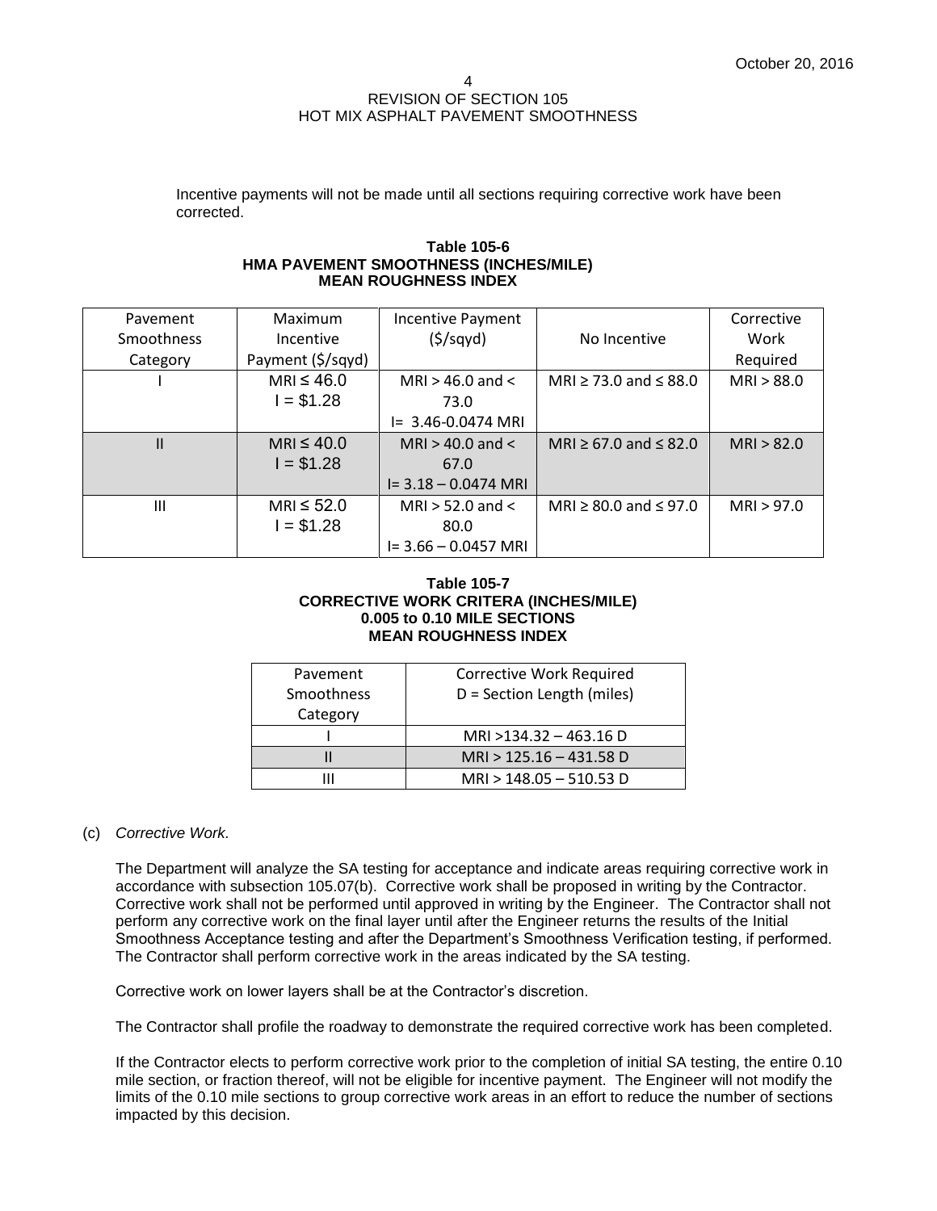Incentive payments will not be made until all sections requiring corrective work have been corrected.

**Table 105-6**
**HMA PAVEMENT SMOOTHNESS (INCHES/MILE)**
**MEAN ROUGHNESS INDEX**

| Pavement Smoothness Category | Maximum Incentive Payment ($/sqyd) | Incentive Payment ($/sqyd) | No Incentive | Corrective Work Required |
|---|---|---|---|---|
| I | MRI ≤ 46.0<br>I = $1.28 | MRI > 46.0 and < 73.0<br>I= 3.46-0.0474 MRI | MRI ≥ 73.0 and ≤ 88.0 | MRI > 88.0 |
| II | MRI ≤ 40.0<br>I = $1.28 | MRI > 40.0 and < 67.0<br>I= 3.18 – 0.0474 MRI | MRI ≥ 67.0 and ≤ 82.0 | MRI > 82.0 |
| III | MRI ≤ 52.0<br>I = $1.28 | MRI > 52.0 and < 80.0<br>I= 3.66 – 0.0457 MRI | MRI ≥ 80.0 and ≤ 97.0 | MRI > 97.0 |

**Table 105-7**
**CORRECTIVE WORK CRITERA (INCHES/MILE)**
**0.005 to 0.10 MILE SECTIONS**
**MEAN ROUGHNESS INDEX**

| Pavement Smoothness Category | Corrective Work Required<br>D = Section Length (miles) |
|---|---|
| I | MRI >134.32 – 463.16 D |
| II | MRI > 125.16 – 431.58 D |
| III | MRI > 148.05 – 510.53 D |

(c) *Corrective Work.*

The Department will analyze the SA testing for acceptance and indicate areas requiring corrective work in accordance with subsection 105.07(b). Corrective work shall be proposed in writing by the Contractor. Corrective work shall not be performed until approved in writing by the Engineer. The Contractor shall not perform any corrective work on the final layer until after the Engineer returns the results of the Initial Smoothness Acceptance testing and after the Department's Smoothness Verification testing, if performed. The Contractor shall perform corrective work in the areas indicated by the SA testing.

Corrective work on lower layers shall be at the Contractor's discretion.

The Contractor shall profile the roadway to demonstrate the required corrective work has been completed.

If the Contractor elects to perform corrective work prior to the completion of initial SA testing, the entire 0.10 mile section, or fraction thereof, will not be eligible for incentive payment. The Engineer will not modify the limits of the 0.10 mile sections to group corrective work areas in an effort to reduce the number of sections impacted by this decision.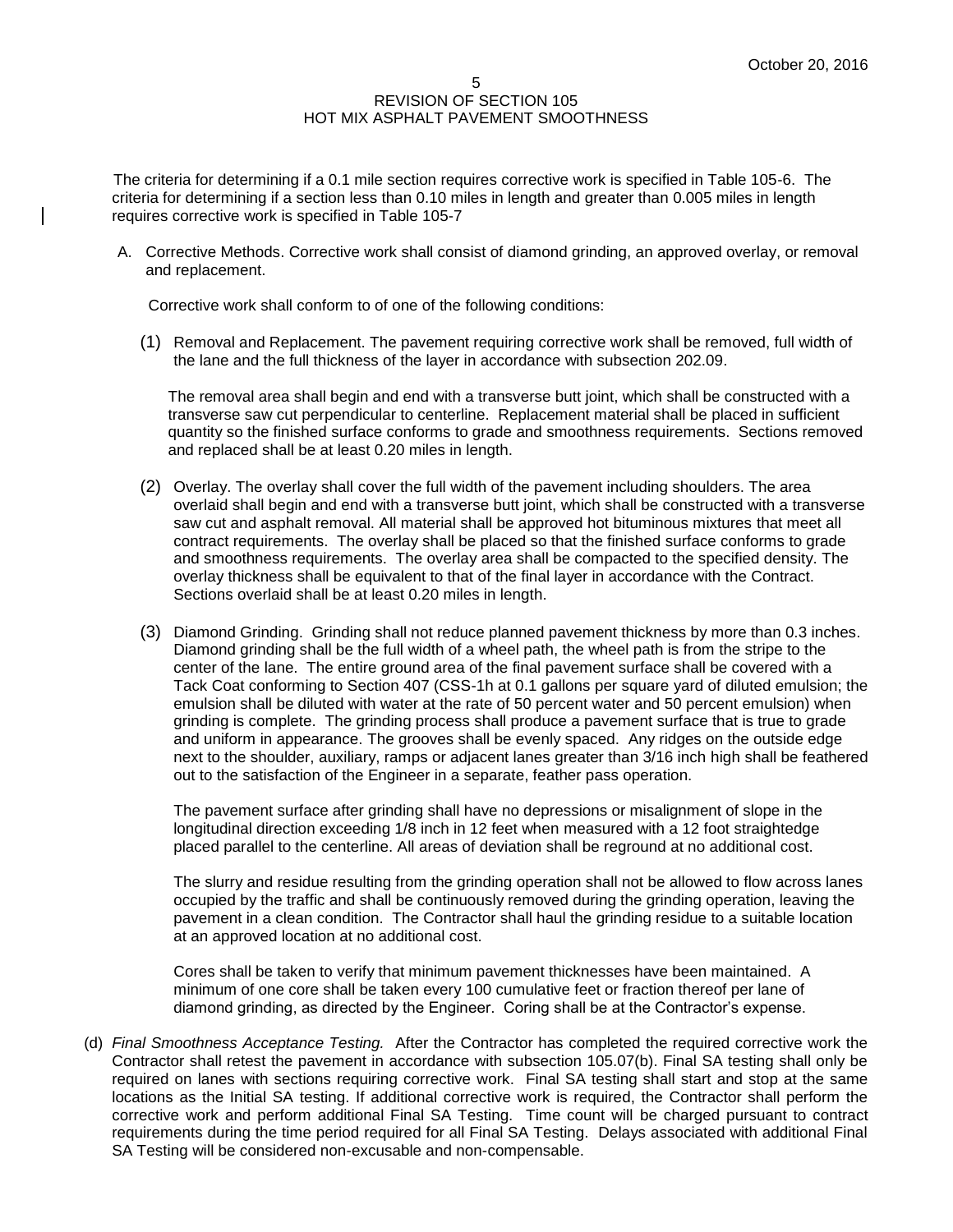The criteria for determining if a 0.1 mile section requires corrective work is specified in Table 105-6. The criteria for determining if a section less than 0.10 miles in length and greater than 0.005 miles in length requires corrective work is specified in Table 105-7

A. Corrective Methods. Corrective work shall consist of diamond grinding, an approved overlay, or removal and replacement.

   Corrective work shall conform to of one of the following conditions:

   (1) Removal and Replacement. The pavement requiring corrective work shall be removed, full width of the lane and the full thickness of the layer in accordance with subsection 202.09.

   The removal area shall begin and end with a transverse butt joint, which shall be constructed with a transverse saw cut perpendicular to centerline. Replacement material shall be placed in sufficient quantity so the finished surface conforms to grade and smoothness requirements. Sections removed and replaced shall be at least 0.20 miles in length.

   (2) Overlay. The overlay shall cover the full width of the pavement including shoulders. The area overlaid shall begin and end with a transverse butt joint, which shall be constructed with a transverse saw cut and asphalt removal. All material shall be approved hot bituminous mixtures that meet all contract requirements. The overlay shall be placed so that the finished surface conforms to grade and smoothness requirements. The overlay area shall be compacted to the specified density. The overlay thickness shall be equivalent to that of the final layer in accordance with the Contract. Sections overlaid shall be at least 0.20 miles in length.

   (3) Diamond Grinding. Grinding shall not reduce planned pavement thickness by more than 0.3 inches. Diamond grinding shall be the full width of a wheel path, the wheel path is from the stripe to the center of the lane. The entire ground area of the final pavement surface shall be covered with a Tack Coat conforming to Section 407 (CSS-1h at 0.1 gallons per square yard of diluted emulsion; the emulsion shall be diluted with water at the rate of 50 percent water and 50 percent emulsion) when grinding is complete. The grinding process shall produce a pavement surface that is true to grade and uniform in appearance. The grooves shall be evenly spaced. Any ridges on the outside edge next to the shoulder, auxiliary, ramps or adjacent lanes greater than 3/16 inch high shall be feathered out to the satisfaction of the Engineer in a separate, feather pass operation.

   The pavement surface after grinding shall have no depressions or misalignment of slope in the longitudinal direction exceeding 1/8 inch in 12 feet when measured with a 12 foot straightedge placed parallel to the centerline. All areas of deviation shall be reground at no additional cost.

   The slurry and residue resulting from the grinding operation shall not be allowed to flow across lanes occupied by the traffic and shall be continuously removed during the grinding operation, leaving the pavement in a clean condition. The Contractor shall haul the grinding residue to a suitable location at an approved location at no additional cost.

   Cores shall be taken to verify that minimum pavement thicknesses have been maintained. A minimum of one core shall be taken every 100 cumulative feet or fraction thereof per lane of diamond grinding, as directed by the Engineer. Coring shall be at the Contractor's expense.

(d) *Final Smoothness Acceptance Testing.* After the Contractor has completed the required corrective work the Contractor shall retest the pavement in accordance with subsection 105.07(b). Final SA testing shall only be required on lanes with sections requiring corrective work. Final SA testing shall start and stop at the same locations as the Initial SA testing. If additional corrective work is required, the Contractor shall perform the corrective work and perform additional Final SA Testing. Time count will be charged pursuant to contract requirements during the time period required for all Final SA Testing. Delays associated with additional Final SA Testing will be considered non-excusable and non-compensable.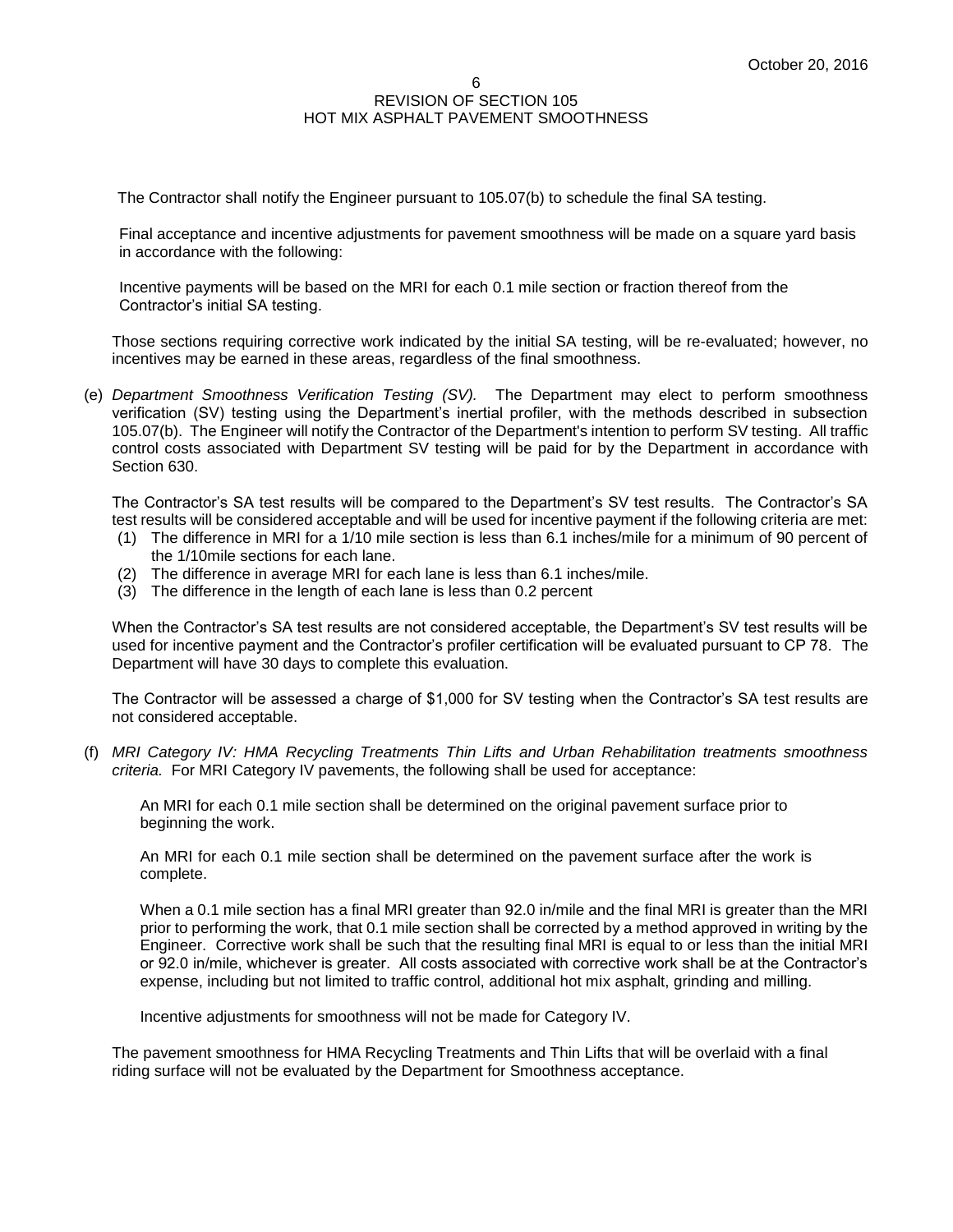The Contractor shall notify the Engineer pursuant to 105.07(b) to schedule the final SA testing.

Final acceptance and incentive adjustments for pavement smoothness will be made on a square yard basis in accordance with the following:

Incentive payments will be based on the MRI for each 0.1 mile section or fraction thereof from the Contractor's initial SA testing.

Those sections requiring corrective work indicated by the initial SA testing, will be re-evaluated; however, no incentives may be earned in these areas, regardless of the final smoothness.

(e) *Department Smoothness Verification Testing (SV).* The Department may elect to perform smoothness verification (SV) testing using the Department's inertial profiler, with the methods described in subsection 105.07(b). The Engineer will notify the Contractor of the Department's intention to perform SV testing. All traffic control costs associated with Department SV testing will be paid for by the Department in accordance with Section 630.

The Contractor's SA test results will be compared to the Department's SV test results. The Contractor's SA test results will be considered acceptable and will be used for incentive payment if the following criteria are met:

(1) The difference in MRI for a 1/10 mile section is less than 6.1 inches/mile for a minimum of 90 percent of the 1/10mile sections for each lane.
(2) The difference in average MRI for each lane is less than 6.1 inches/mile.
(3) The difference in the length of each lane is less than 0.2 percent

When the Contractor's SA test results are not considered acceptable, the Department's SV test results will be used for incentive payment and the Contractor's profiler certification will be evaluated pursuant to CP 78. The Department will have 30 days to complete this evaluation.

The Contractor will be assessed a charge of $1,000 for SV testing when the Contractor's SA test results are not considered acceptable.

(f) *MRI Category IV: HMA Recycling Treatments Thin Lifts and Urban Rehabilitation treatments smoothness criteria.* For MRI Category IV pavements, the following shall be used for acceptance:

An MRI for each 0.1 mile section shall be determined on the original pavement surface prior to beginning the work.

An MRI for each 0.1 mile section shall be determined on the pavement surface after the work is complete.

When a 0.1 mile section has a final MRI greater than 92.0 in/mile and the final MRI is greater than the MRI prior to performing the work, that 0.1 mile section shall be corrected by a method approved in writing by the Engineer. Corrective work shall be such that the resulting final MRI is equal to or less than the initial MRI or 92.0 in/mile, whichever is greater. All costs associated with corrective work shall be at the Contractor's expense, including but not limited to traffic control, additional hot mix asphalt, grinding and milling.

Incentive adjustments for smoothness will not be made for Category IV.

The pavement smoothness for HMA Recycling Treatments and Thin Lifts that will be overlaid with a final riding surface will not be evaluated by the Department for Smoothness acceptance.